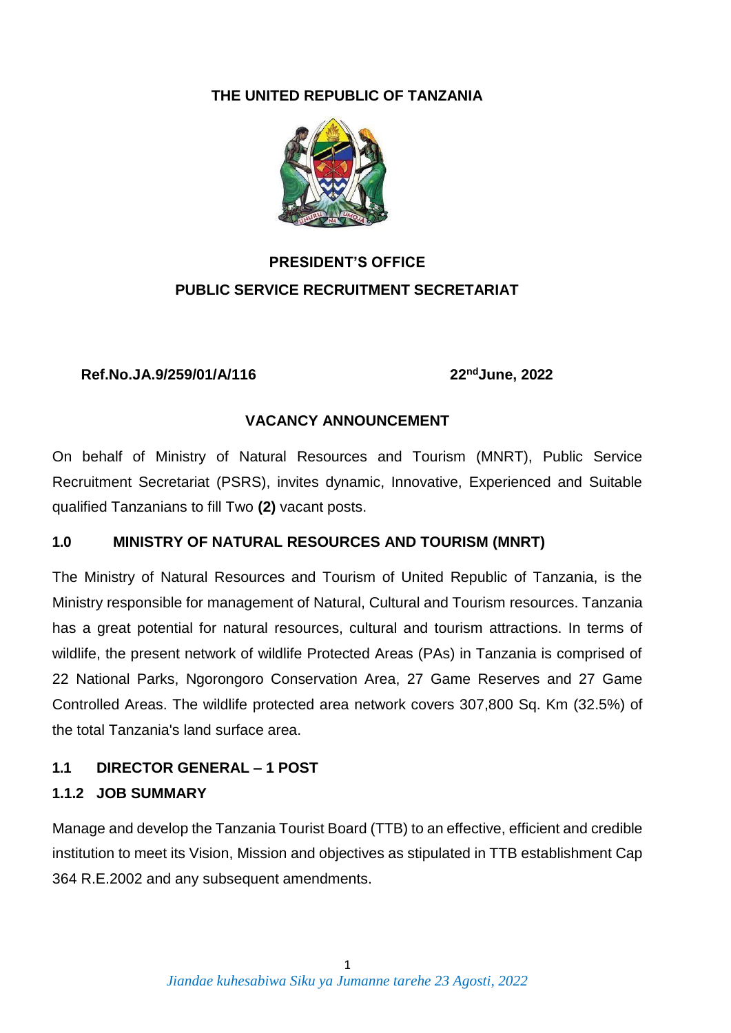**THE UNITED REPUBLIC OF TANZANIA**

**PRESIDENT'S OFFICE**

**PUBLIC SERVICE RECRUITMENT SECRETARIAT**

**Ref.No.JA.9/259/01/A/116** **22nd June, 2022**

**VACANCY ANNOUNCEMENT**

On behalf of Ministry of Natural Resources and Tourism (MNRT), Public Service Recruitment Secretariat (PSRS), invites dynamic, Innovative, Experienced and Suitable qualified Tanzanians to fill Two **(2)** vacant posts.

## 1.0 MINISTRY OF NATURAL RESOURCES AND TOURISM (MNRT)

The Ministry of Natural Resources and Tourism of United Republic of Tanzania, is the Ministry responsible for management of Natural, Cultural and Tourism resources. Tanzania has a great potential for natural resources, cultural and tourism attractions. In terms of wildlife, the present network of wildlife Protected Areas (PAs) in Tanzania is comprised of 22 National Parks, Ngorongoro Conservation Area, 27 Game Reserves and 27 Game Controlled Areas. The wildlife protected area network covers 307,800 Sq. Km (32.5%) of the total Tanzania's land surface area.

### 1.1 DIRECTOR GENERAL – 1 POST

#### 1.1.2 JOB SUMMARY

Manage and develop the Tanzania Tourist Board (TTB) to an effective, efficient and credible institution to meet its Vision, Mission and objectives as stipulated in TTB establishment Cap 364 R.E.2002 and any subsequent amendments.

*Jiandae kuhesabiwa Siku ya Jumanne tarehe 23 Agosti, 2022*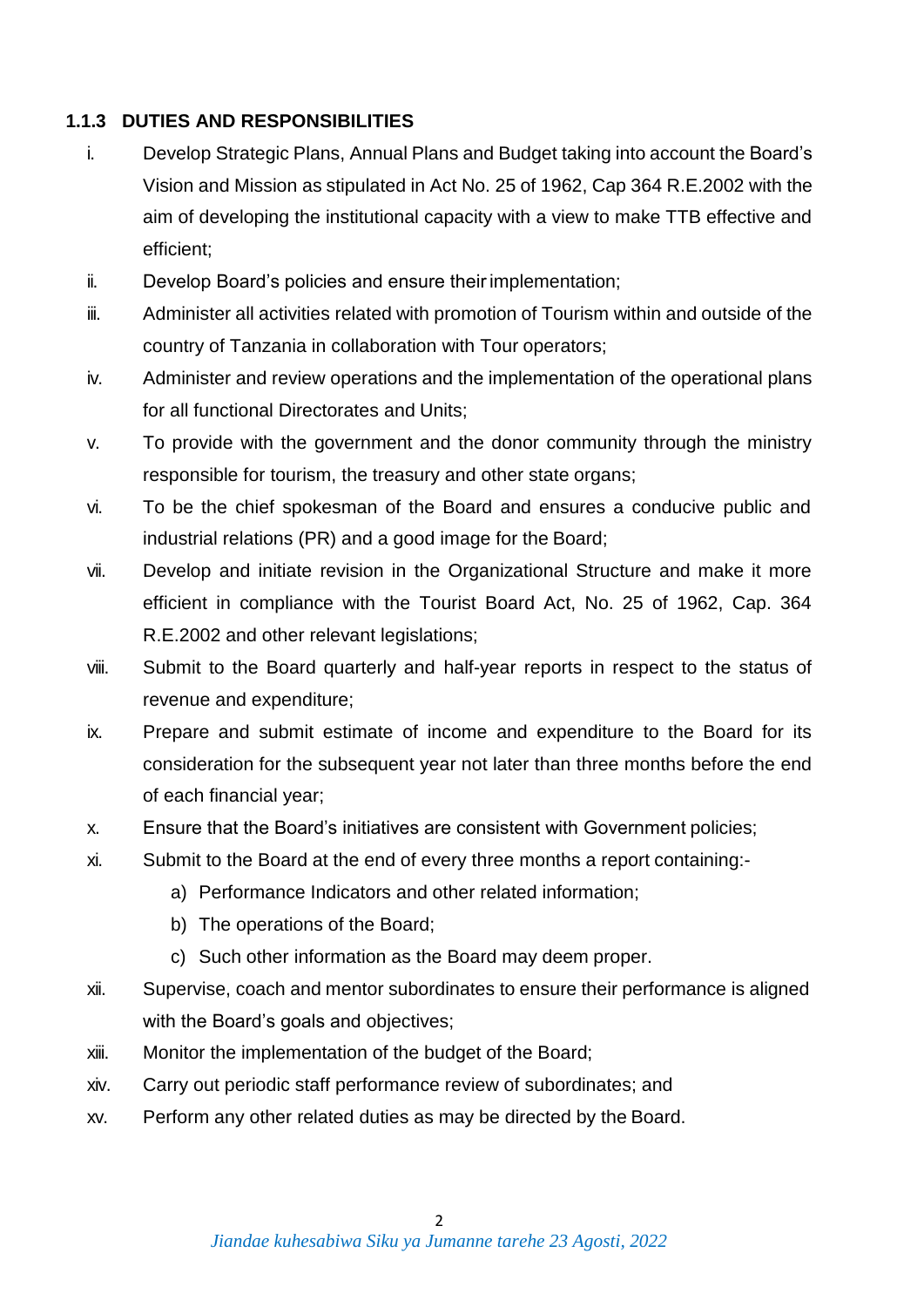### 1.1.3 DUTIES AND RESPONSIBILITIES

i. Develop Strategic Plans, Annual Plans and Budget taking into account the Board's Vision and Mission as stipulated in Act No. 25 of 1962, Cap 364 R.E.2002 with the aim of developing the institutional capacity with a view to make TTB effective and efficient;

ii. Develop Board's policies and ensure their implementation;

iii. Administer all activities related with promotion of Tourism within and outside of the country of Tanzania in collaboration with Tour operators;

iv. Administer and review operations and the implementation of the operational plans for all functional Directorates and Units;

v. To provide with the government and the donor community through the ministry responsible for tourism, the treasury and other state organs;

vi. To be the chief spokesman of the Board and ensures a conducive public and industrial relations (PR) and a good image for the Board;

vii. Develop and initiate revision in the Organizational Structure and make it more efficient in compliance with the Tourist Board Act, No. 25 of 1962, Cap. 364 R.E.2002 and other relevant legislations;

viii. Submit to the Board quarterly and half-year reports in respect to the status of revenue and expenditure;

ix. Prepare and submit estimate of income and expenditure to the Board for its consideration for the subsequent year not later than three months before the end of each financial year;

x. Ensure that the Board's initiatives are consistent with Government policies;

xi. Submit to the Board at the end of every three months a report containing:-
   a) Performance Indicators and other related information;
   b) The operations of the Board;
   c) Such other information as the Board may deem proper.

xii. Supervise, coach and mentor subordinates to ensure their performance is aligned with the Board's goals and objectives;

xiii. Monitor the implementation of the budget of the Board;

xiv. Carry out periodic staff performance review of subordinates; and

xv. Perform any other related duties as may be directed by the Board.

*Jiandae kuhesabiwa Siku ya Jumanne tarehe 23 Agosti, 2022*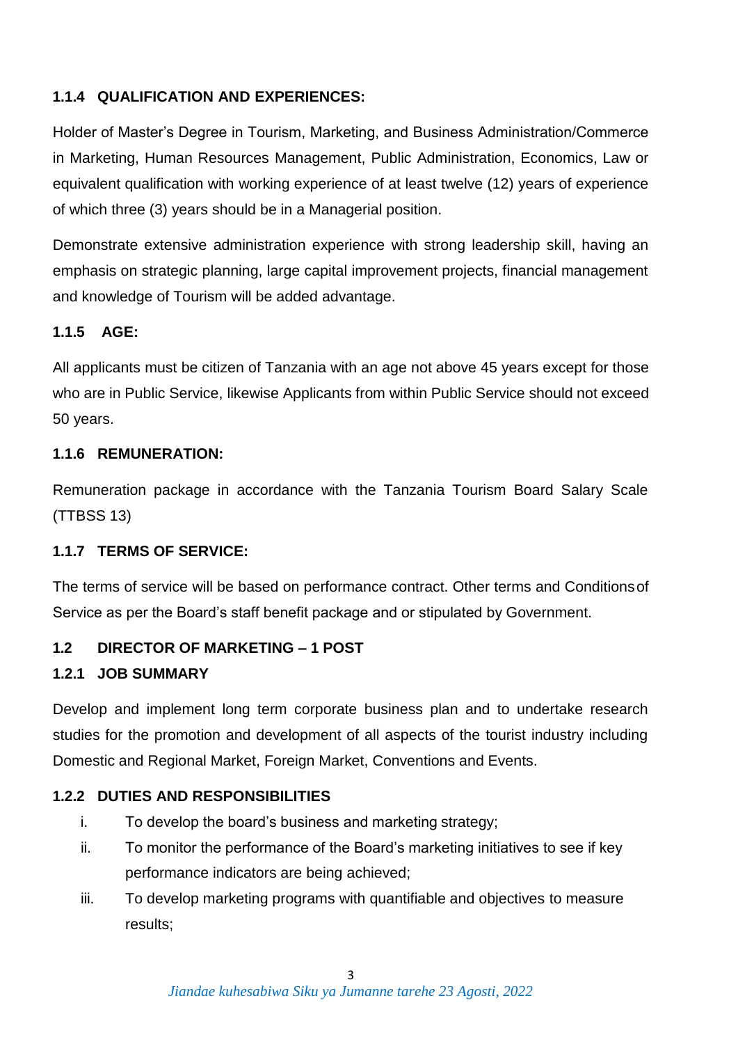### 1.1.4 QUALIFICATION AND EXPERIENCES:

Holder of Master's Degree in Tourism, Marketing, and Business Administration/Commerce in Marketing, Human Resources Management, Public Administration, Economics, Law or equivalent qualification with working experience of at least twelve (12) years of experience of which three (3) years should be in a Managerial position.

Demonstrate extensive administration experience with strong leadership skill, having an emphasis on strategic planning, large capital improvement projects, financial management and knowledge of Tourism will be added advantage.

### 1.1.5 AGE:

All applicants must be citizen of Tanzania with an age not above 45 years except for those who are in Public Service, likewise Applicants from within Public Service should not exceed 50 years.

### 1.1.6 REMUNERATION:

Remuneration package in accordance with the Tanzania Tourism Board Salary Scale (TTBSS 13)

### 1.1.7 TERMS OF SERVICE:

The terms of service will be based on performance contract. Other terms and Conditions of Service as per the Board's staff benefit package and or stipulated by Government.

## 1.2 DIRECTOR OF MARKETING – 1 POST

### 1.2.1 JOB SUMMARY

Develop and implement long term corporate business plan and to undertake research studies for the promotion and development of all aspects of the tourist industry including Domestic and Regional Market, Foreign Market, Conventions and Events.

### 1.2.2 DUTIES AND RESPONSIBILITIES

i. To develop the board's business and marketing strategy;
ii. To monitor the performance of the Board's marketing initiatives to see if key performance indicators are being achieved;
iii. To develop marketing programs with quantifiable and objectives to measure results;

*Jiandae kuhesabiwa Siku ya Jumanne tarehe 23 Agosti, 2022*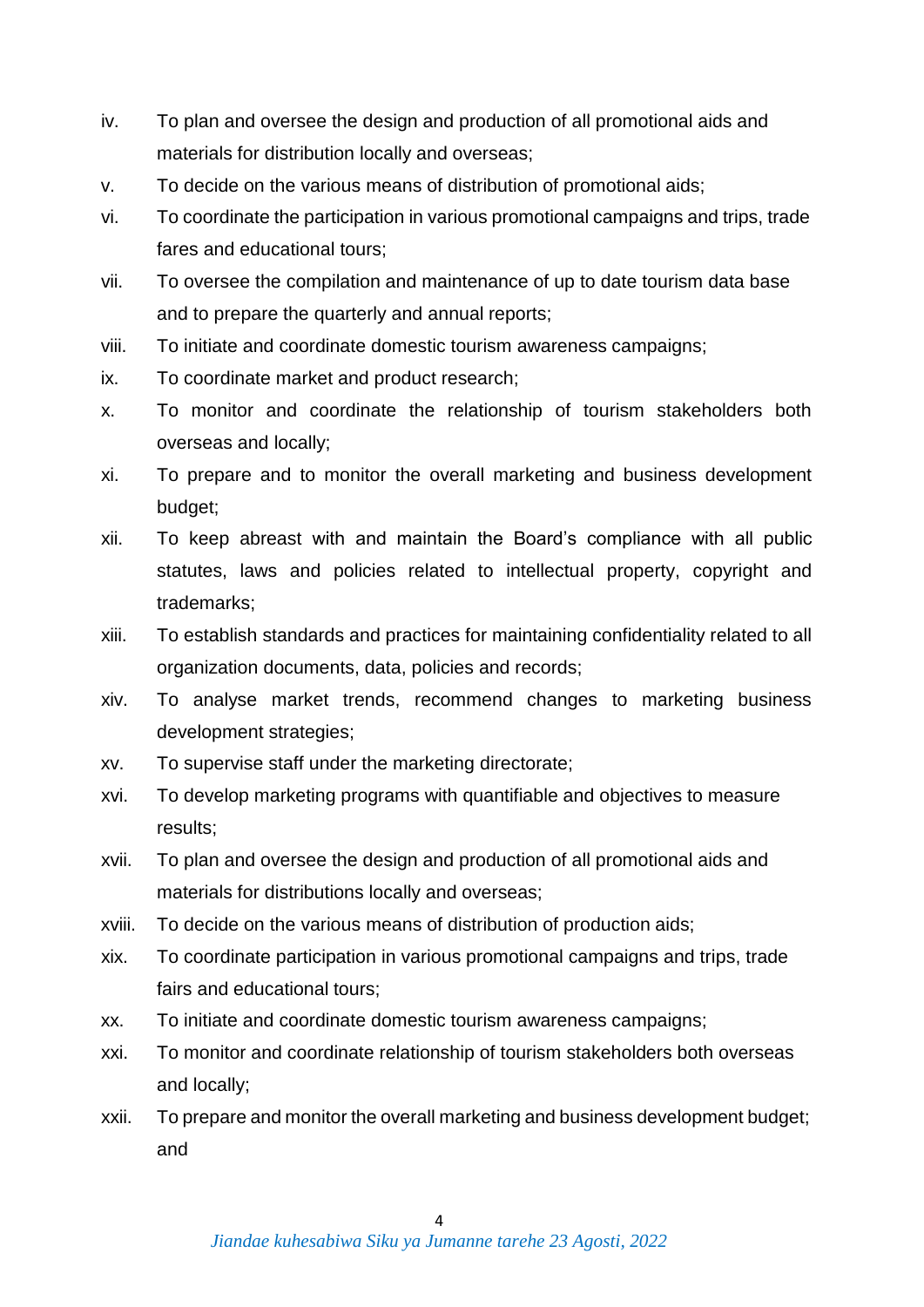iv. To plan and oversee the design and production of all promotional aids and materials for distribution locally and overseas;

v. To decide on the various means of distribution of promotional aids;

vi. To coordinate the participation in various promotional campaigns and trips, trade fares and educational tours;

vii. To oversee the compilation and maintenance of up to date tourism data base and to prepare the quarterly and annual reports;

viii. To initiate and coordinate domestic tourism awareness campaigns;

ix. To coordinate market and product research;

x. To monitor and coordinate the relationship of tourism stakeholders both overseas and locally;

xi. To prepare and to monitor the overall marketing and business development budget;

xii. To keep abreast with and maintain the Board's compliance with all public statutes, laws and policies related to intellectual property, copyright and trademarks;

xiii. To establish standards and practices for maintaining confidentiality related to all organization documents, data, policies and records;

xiv. To analyse market trends, recommend changes to marketing business development strategies;

xv. To supervise staff under the marketing directorate;

xvi. To develop marketing programs with quantifiable and objectives to measure results;

xvii. To plan and oversee the design and production of all promotional aids and materials for distributions locally and overseas;

xviii. To decide on the various means of distribution of production aids;

xix. To coordinate participation in various promotional campaigns and trips, trade fairs and educational tours;

xx. To initiate and coordinate domestic tourism awareness campaigns;

xxi. To monitor and coordinate relationship of tourism stakeholders both overseas and locally;

xxii. To prepare and monitor the overall marketing and business development budget; and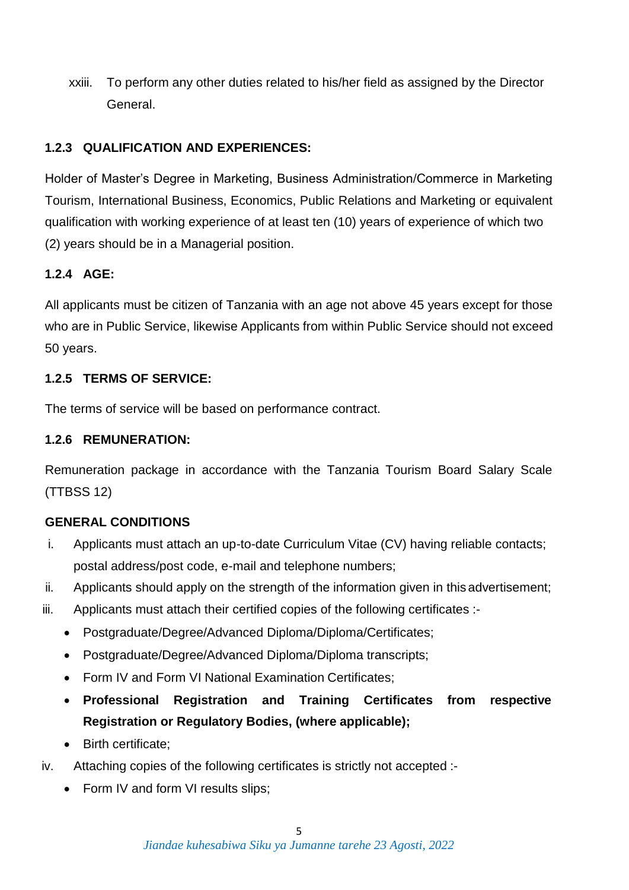xxiii. To perform any other duties related to his/her field as assigned by the Director General.

### 1.2.3 QUALIFICATION AND EXPERIENCES:

Holder of Master's Degree in Marketing, Business Administration/Commerce in Marketing Tourism, International Business, Economics, Public Relations and Marketing or equivalent qualification with working experience of at least ten (10) years of experience of which two (2) years should be in a Managerial position.

### 1.2.4 AGE:

All applicants must be citizen of Tanzania with an age not above 45 years except for those who are in Public Service, likewise Applicants from within Public Service should not exceed 50 years.

### 1.2.5 TERMS OF SERVICE:

The terms of service will be based on performance contract.

### 1.2.6 REMUNERATION:

Remuneration package in accordance with the Tanzania Tourism Board Salary Scale (TTBSS 12)

### GENERAL CONDITIONS

i. Applicants must attach an up-to-date Curriculum Vitae (CV) having reliable contacts; postal address/post code, e-mail and telephone numbers;

ii. Applicants should apply on the strength of the information given in this advertisement;

iii. Applicants must attach their certified copies of the following certificates :-

- Postgraduate/Degree/Advanced Diploma/Diploma/Certificates;
- Postgraduate/Degree/Advanced Diploma/Diploma transcripts;
- Form IV and Form VI National Examination Certificates;
- **Professional Registration and Training Certificates from respective Registration or Regulatory Bodies, (where applicable);**
- Birth certificate;

iv. Attaching copies of the following certificates is strictly not accepted :-

- Form IV and form VI results slips;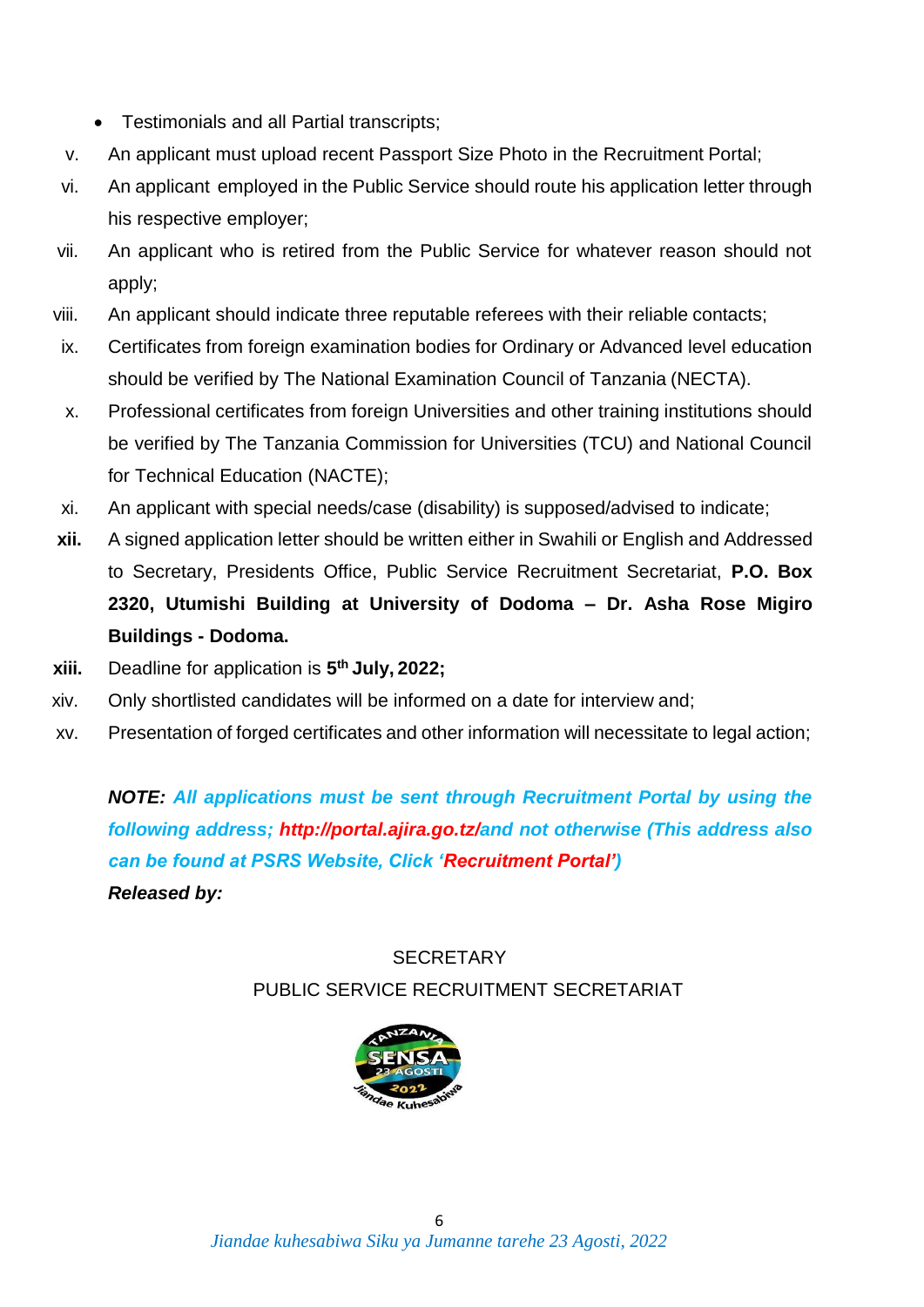- Testimonials and all Partial transcripts;

v. An applicant must upload recent Passport Size Photo in the Recruitment Portal;

vi. An applicant employed in the Public Service should route his application letter through his respective employer;

vii. An applicant who is retired from the Public Service for whatever reason should not apply;

viii. An applicant should indicate three reputable referees with their reliable contacts;

ix. Certificates from foreign examination bodies for Ordinary or Advanced level education should be verified by The National Examination Council of Tanzania (NECTA).

x. Professional certificates from foreign Universities and other training institutions should be verified by The Tanzania Commission for Universities (TCU) and National Council for Technical Education (NACTE);

xi. An applicant with special needs/case (disability) is supposed/advised to indicate;

**xii.** A signed application letter should be written either in Swahili or English and Addressed to Secretary, Presidents Office, Public Service Recruitment Secretariat, **P.O. Box 2320, Utumishi Building at University of Dodoma – Dr. Asha Rose Migiro Buildings - Dodoma.**

**xiii.** Deadline for application is **5th July, 2022;**

xiv. Only shortlisted candidates will be informed on a date for interview and;

xv. Presentation of forged certificates and other information will necessitate to legal action;

***NOTE:* *All applications must be sent through Recruitment Portal by using the following address; http://portal.ajira.go.tz/and not otherwise (This address also can be found at PSRS Website, Click 'Recruitment Portal')***

***Released by:***

SECRETARY

PUBLIC SERVICE RECRUITMENT SECRETARIAT

*Jiandae kuhesabiwa Siku ya Jumanne tarehe 23 Agosti, 2022*